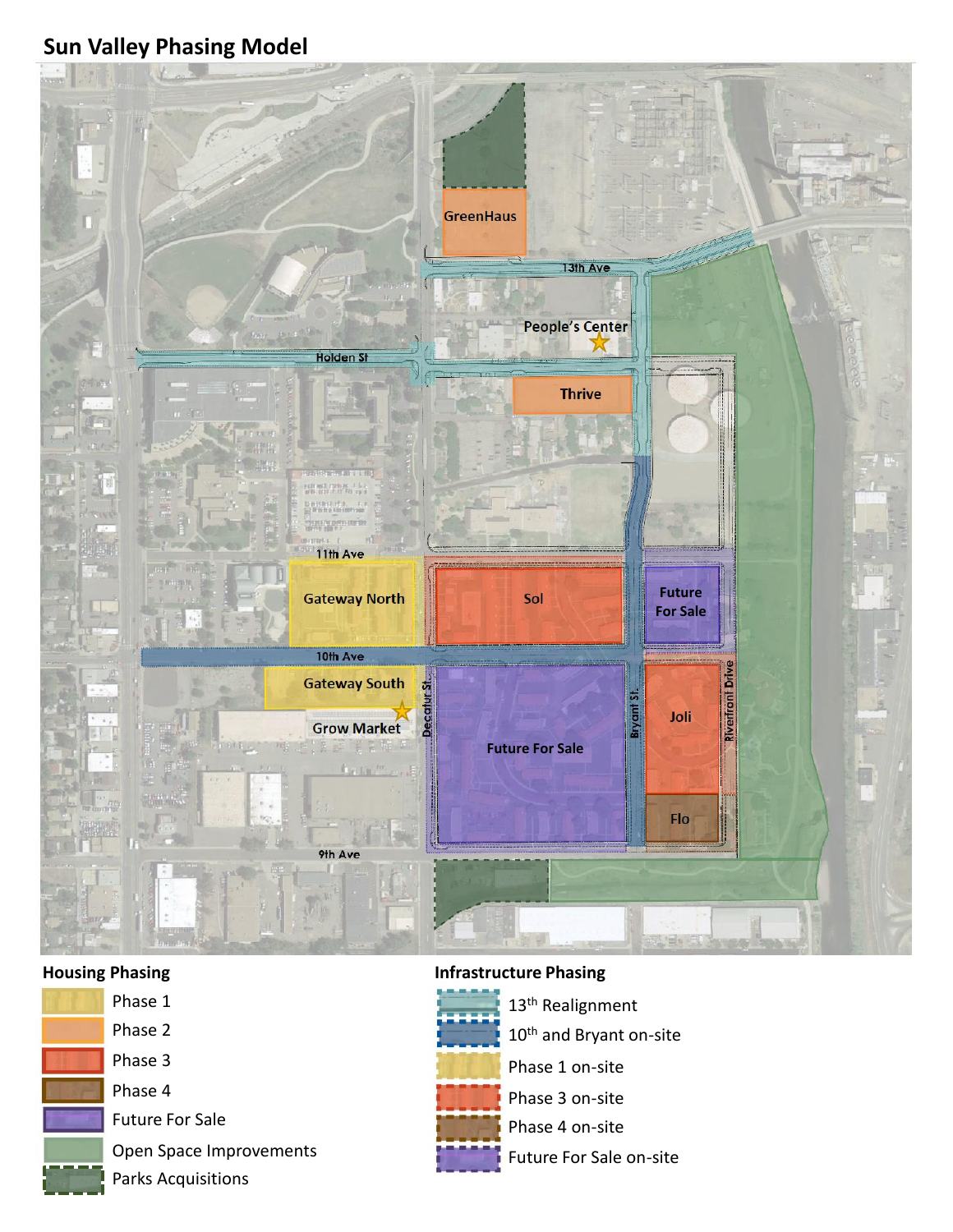# Sun Valley Phasing Model

GreenHaus

13th Ave

People's Center

Holden St

Thrive

11th Ave

Gateway North

Sol

Future For Sale

10th Ave

Gateway South

Grow Market

Decatur St.

Future For Sale

Bryant St.

Joli

Riverfront Drive

Flo

9th Ave

**Housing Phasing**

- Phase 1
- Phase 2
- Phase 3
- Phase 4
- Future For Sale
- Open Space Improvements
- Parks Acquisitions

**Infrastructure Phasing**

- 13th Realignment
- 10th and Bryant on-site
- Phase 1 on-site
- Phase 3 on-site
- Phase 4 on-site
- Future For Sale on-site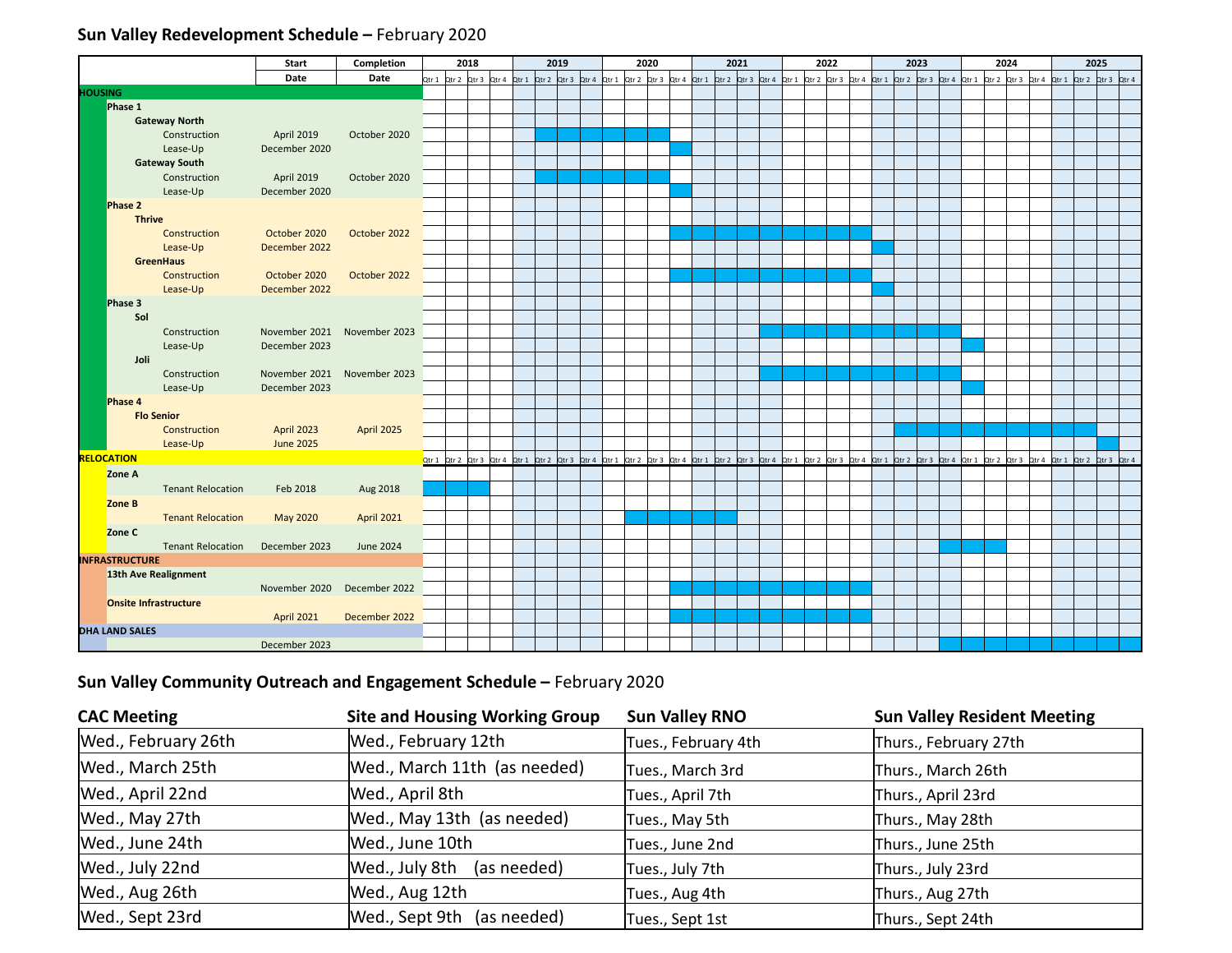## Sun Valley Redevelopment Schedule – February 2020

| | Start Date | Completion Date |
|---|---|---|
| **HOUSING** | | |
| **Phase 1** | | |
| **Gateway North** | | |
| Construction | April 2019 | October 2020 |
| Lease-Up | December 2020 | |
| **Gateway South** | | |
| Construction | April 2019 | October 2020 |
| Lease-Up | December 2020 | |
| **Phase 2** | | |
| **Thrive** | | |
| Construction | October 2020 | October 2022 |
| Lease-Up | December 2022 | |
| **GreenHaus** | | |
| Construction | October 2020 | October 2022 |
| Lease-Up | December 2022 | |
| **Phase 3** | | |
| **Sol** | | |
| Construction | November 2021 | November 2023 |
| Lease-Up | December 2023 | |
| **Joli** | | |
| Construction | November 2021 | November 2023 |
| Lease-Up | December 2023 | |
| **Phase 4** | | |
| **Flo Senior** | | |
| Construction | April 2023 | April 2025 |
| Lease-Up | June 2025 | |
| **RELOCATION** | | |
| **Zone A** | | |
| Tenant Relocation | Feb 2018 | Aug 2018 |
| **Zone B** | | |
| Tenant Relocation | May 2020 | April 2021 |
| **Zone C** | | |
| Tenant Relocation | December 2023 | June 2024 |
| **INFRASTRUCTURE** | | |
| **13th Ave Realignment** | | |
| | November 2020 | December 2022 |
| **Onsite Infrastructure** | | |
| | April 2021 | December 2022 |
| **DHA LAND SALES** | | |
| | December 2023 | |

2018 2019 2020 2021 2022 2023 2024 2025

Qtr 1 Qtr 2 Qtr 3 Qtr 4

## Sun Valley Community Outreach and Engagement Schedule – February 2020

| CAC Meeting | Site and Housing Working Group | Sun Valley RNO | Sun Valley Resident Meeting |
|---|---|---|---|
| Wed., February 26th | Wed., February 12th | Tues., February 4th | Thurs., February 27th |
| Wed., March 25th | Wed., March 11th (as needed) | Tues., March 3rd | Thurs., March 26th |
| Wed., April 22nd | Wed., April 8th | Tues., April 7th | Thurs., April 23rd |
| Wed., May 27th | Wed., May 13th (as needed) | Tues., May 5th | Thurs., May 28th |
| Wed., June 24th | Wed., June 10th | Tues., June 2nd | Thurs., June 25th |
| Wed., July 22nd | Wed., July 8th (as needed) | Tues., July 7th | Thurs., July 23rd |
| Wed., Aug 26th | Wed., Aug 12th | Tues., Aug 4th | Thurs., Aug 27th |
| Wed., Sept 23rd | Wed., Sept 9th (as needed) | Tues., Sept 1st | Thurs., Sept 24th |